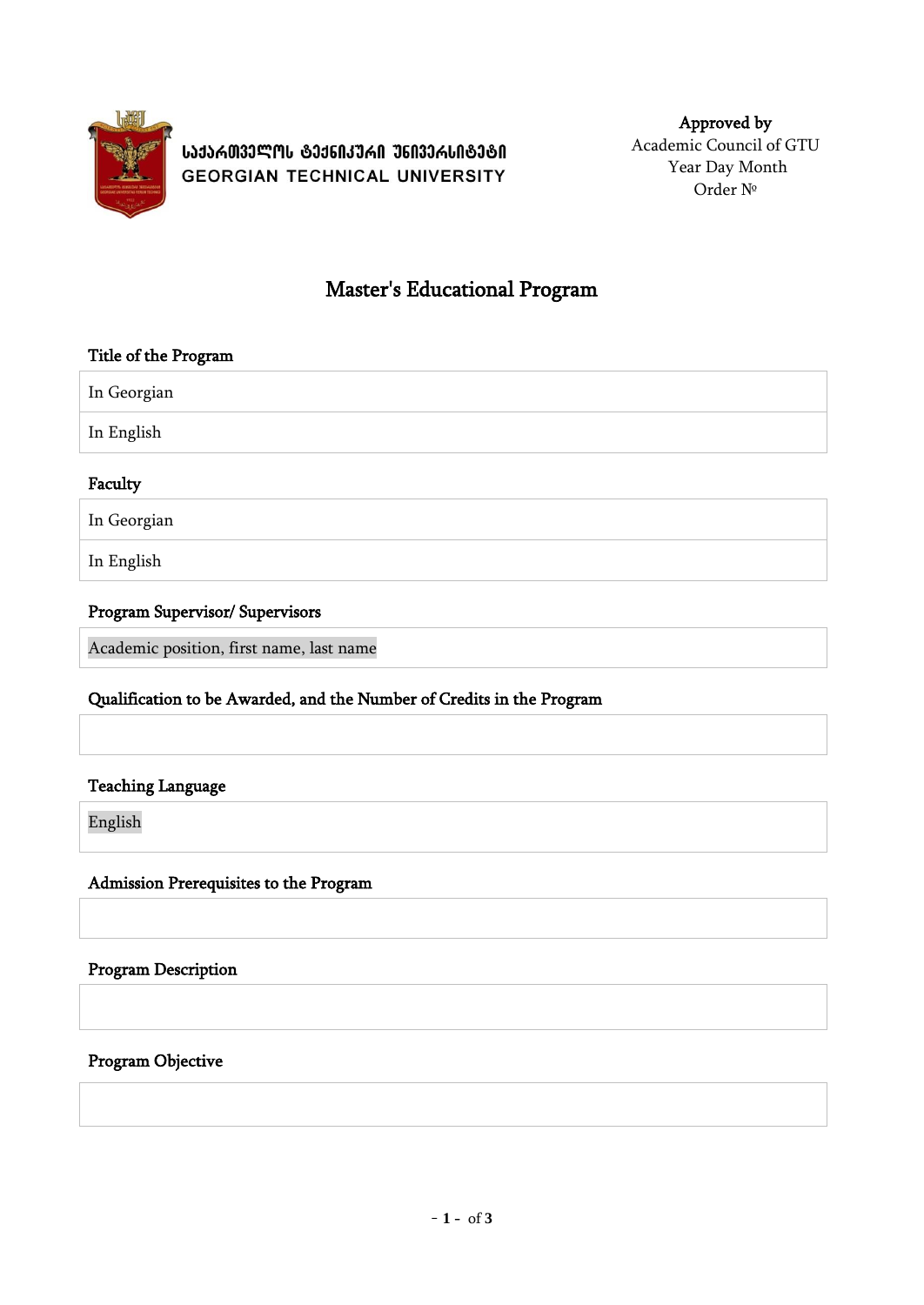საქართველოს ტექნიკური უნივერსიტეტი
GEORGIAN TECHNICAL UNIVERSITY

**Approved by**
Academic Council of GTU
Year Day Month
Order №

# Master's Educational Program

## Title of the Program

| |
|---|
| In Georgian |
| In English |

## Faculty

| |
|---|
| In Georgian |
| In English |

## Program Supervisor/ Supervisors

| |
|---|
| Academic position, first name, last name |

## Qualification to be Awarded, and the Number of Credits in the Program

| |
|---|
| |

## Teaching Language

| |
|---|
| English |

## Admission Prerequisites to the Program

| |
|---|
| |

## Program Description

| |
|---|
| |

## Program Objective

| |
|---|
| |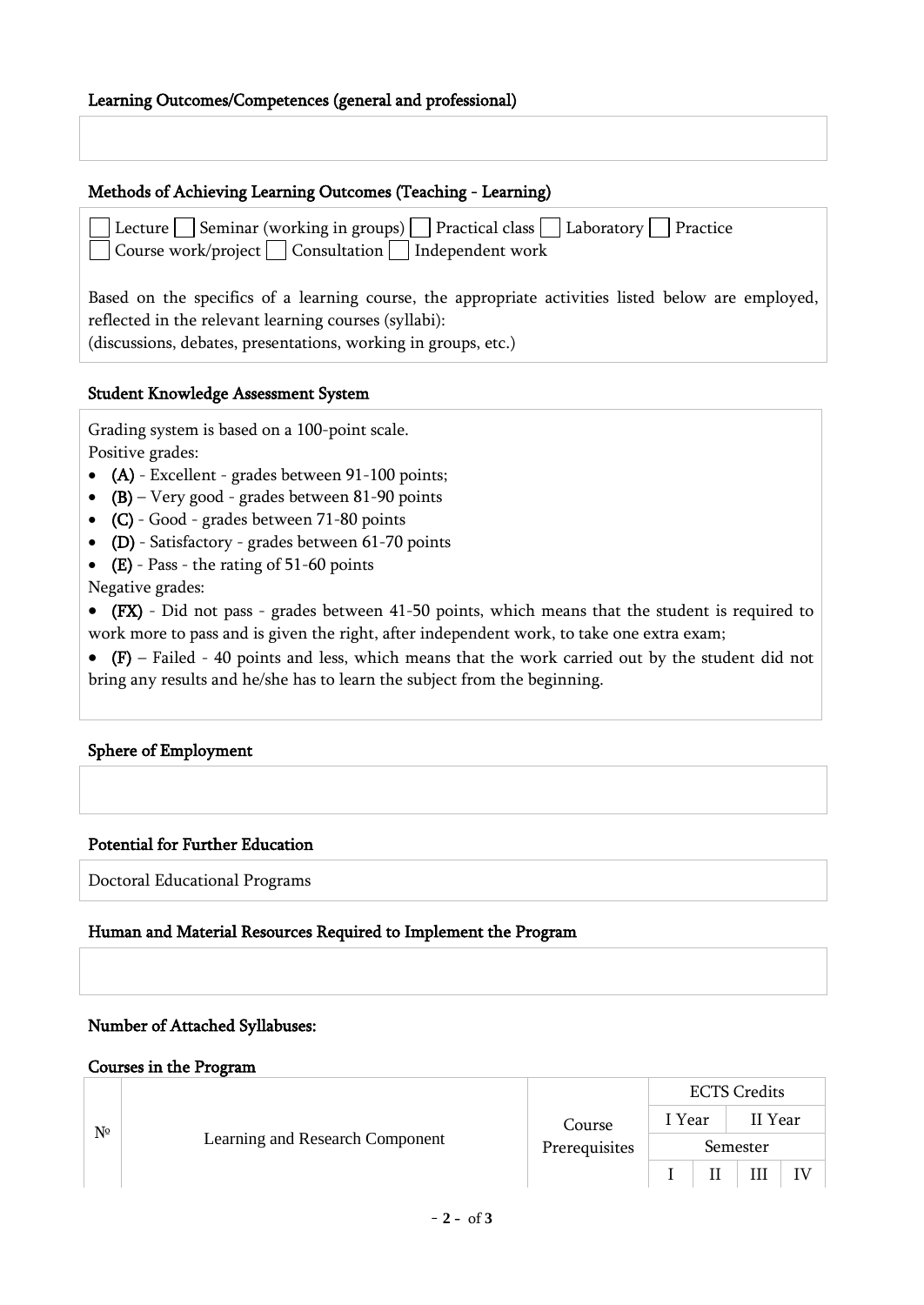#### Learning Outcomes/Competences (general and professional)

#### Methods of Achieving Learning Outcomes (Teaching - Learning)

☐ Lecture ☐ Seminar (working in groups) ☐ Practical class ☐ Laboratory ☐ Practice
☐ Course work/project ☐ Consultation ☐ Independent work

Based on the specifics of a learning course, the appropriate activities listed below are employed, reflected in the relevant learning courses (syllabi):
(discussions, debates, presentations, working in groups, etc.)

#### Student Knowledge Assessment System

Grading system is based on a 100-point scale.
Positive grades:

- **(A)** - Excellent - grades between 91-100 points;
- **(B)** – Very good - grades between 81-90 points
- **(C)** - Good - grades between 71-80 points
- **(D)** - Satisfactory - grades between 61-70 points
- **(E)** - Pass - the rating of 51-60 points

Negative grades:

- **(FX)** - Did not pass - grades between 41-50 points, which means that the student is required to work more to pass and is given the right, after independent work, to take one extra exam;
- **(F)** – Failed - 40 points and less, which means that the work carried out by the student did not bring any results and he/she has to learn the subject from the beginning.

#### Sphere of Employment

#### Potential for Further Education

Doctoral Educational Programs

#### Human and Material Resources Required to Implement the Program

#### Number of Attached Syllabuses:

#### Courses in the Program

| № | Learning and Research Component | Course Prerequisites | ECTS Credits | | | |
|---|---|---|---|---|---|---|
| | | | I Year | | II Year | |
| | | | Semester | | | |
| | | | I | II | III | IV |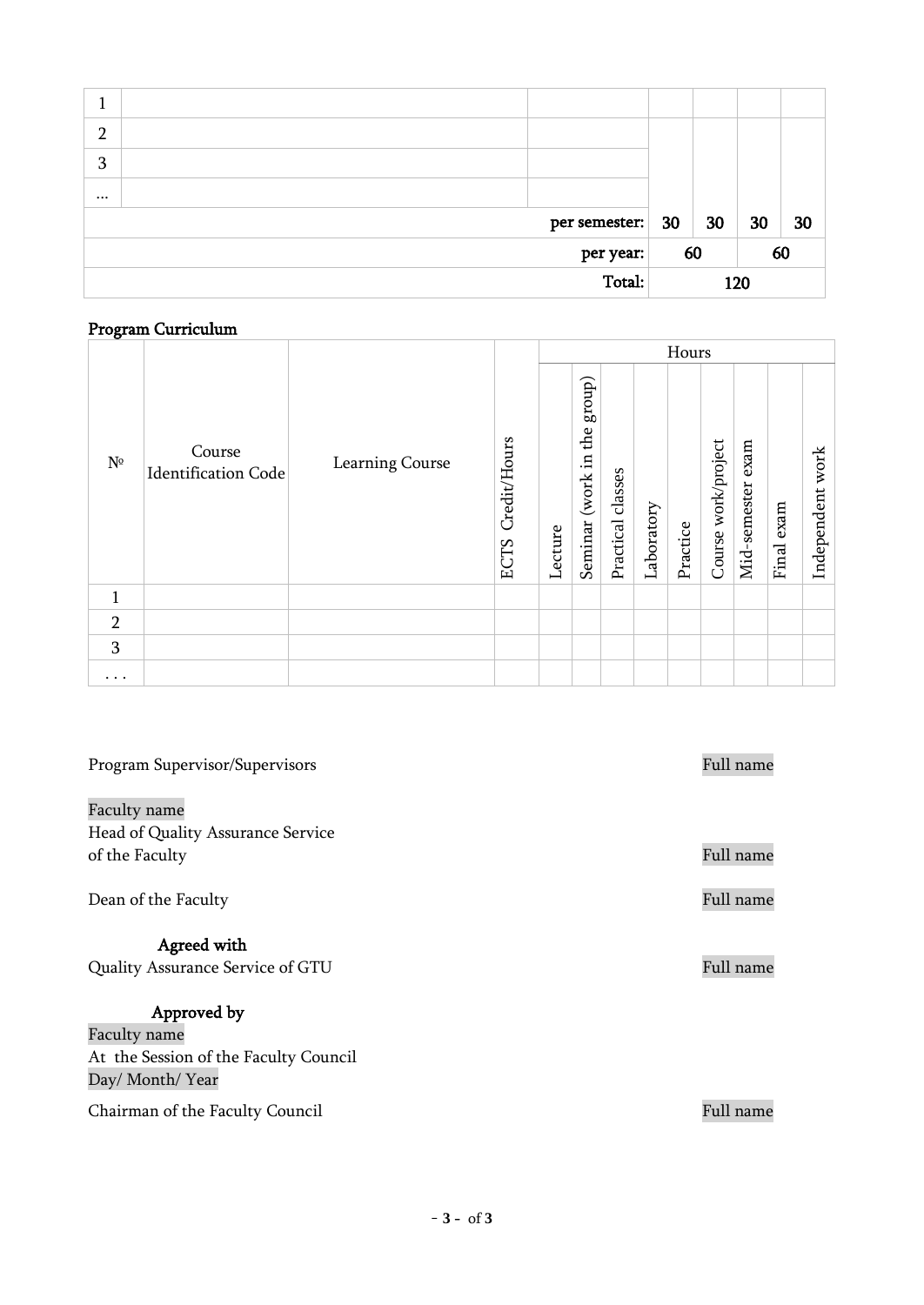| | | | | | | |
|---|---|---|---|---|---|---|
| 1 | | | | | | |
| 2 | | | | | | |
| 3 | | | | | | |
| ... | | | | | | |
| | | per semester: | 30 | 30 | 30 | 30 |
| | | per year: | 60 | | 60 | |
| | | Total: | 120 | | | |

**Program Curriculum**

| № | Course Identification Code | Learning Course | ECTS Credit/Hours | Hours | | | | | | | | |
|---|---|---|---|---|---|---|---|---|---|---|---|---|
| | | | | Lecture | Seminar (work in the group) | Practical classes | Laboratory | Practice | Course work/project | Mid-semester exam | Final exam | Independent work |
| 1 | | | | | | | | | | | | |
| 2 | | | | | | | | | | | | |
| 3 | | | | | | | | | | | | |
| . . . | | | | | | | | | | | | |

Program Supervisor/Supervisors — Full name

Faculty name
Head of Quality Assurance Service of the Faculty — Full name

Dean of the Faculty — Full name

**Agreed with**
Quality Assurance Service of GTU — Full name

**Approved by**
Faculty name
At the Session of the Faculty Council
Day/ Month/ Year

Chairman of the Faculty Council — Full name